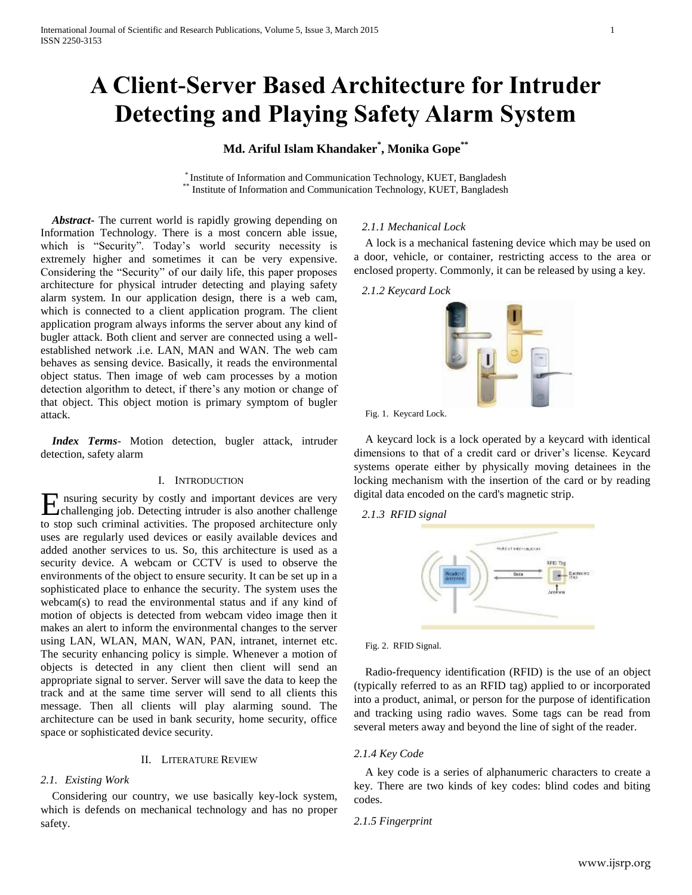# A Client-Server Based Architecture for Intruder Detecting and Playing Safety Alarm System

**Md. Ariful Islam Khandaker[*], Monika Gope[**]**

[*] Institute of Information and Communication Technology, KUET, Bangladesh
[**] Institute of Information and Communication Technology, KUET, Bangladesh

***Abstract***- The current world is rapidly growing depending on Information Technology. There is a most concern able issue, which is "Security". Today's world security necessity is extremely higher and sometimes it can be very expensive. Considering the "Security" of our daily life, this paper proposes architecture for physical intruder detecting and playing safety alarm system. In our application design, there is a web cam, which is connected to a client application program. The client application program always informs the server about any kind of bugler attack. Both client and server are connected using a well-established network .i.e. LAN, MAN and WAN. The web cam behaves as sensing device. Basically, it reads the environmental object status. Then image of web cam processes by a motion detection algorithm to detect, if there's any motion or change of that object. This object motion is primary symptom of bugler attack.

***Index Terms***- Motion detection, bugler attack, intruder detection, safety alarm

## I. Introduction

Ensuring security by costly and important devices are very challenging job. Detecting intruder is also another challenge to stop such criminal activities. The proposed architecture only uses are regularly used devices or easily available devices and added another services to us. So, this architecture is used as a security device. A webcam or CCTV is used to observe the environments of the object to ensure security. It can be set up in a sophisticated place to enhance the security. The system uses the webcam(s) to read the environmental status and if any kind of motion of objects is detected from webcam video image then it makes an alert to inform the environmental changes to the server using LAN, WLAN, MAN, WAN, PAN, intranet, internet etc. The security enhancing policy is simple. Whenever a motion of objects is detected in any client then client will send an appropriate signal to server. Server will save the data to keep the track and at the same time server will send to all clients this message. Then all clients will play alarming sound. The architecture can be used in bank security, home security, office space or sophisticated device security.

## II. Literature Review

### 2.1. Existing Work

Considering our country, we use basically key-lock system, which is defends on mechanical technology and has no proper safety.

#### 2.1.1 Mechanical Lock

A lock is a mechanical fastening device which may be used on a door, vehicle, or container, restricting access to the area or enclosed property. Commonly, it can be released by using a key.

#### 2.1.2 Keycard Lock

Fig. 1. Keycard Lock.

A keycard lock is a lock operated by a keycard with identical dimensions to that of a credit card or driver's license. Keycard systems operate either by physically moving detainees in the locking mechanism with the insertion of the card or by reading digital data encoded on the card's magnetic strip.

#### 2.1.3 RFID signal

Fig. 2. RFID Signal.

Radio-frequency identification (RFID) is the use of an object (typically referred to as an RFID tag) applied to or incorporated into a product, animal, or person for the purpose of identification and tracking using radio waves. Some tags can be read from several meters away and beyond the line of sight of the reader.

#### 2.1.4 Key Code

A key code is a series of alphanumeric characters to create a key. There are two kinds of key codes: blind codes and biting codes.

#### 2.1.5 Fingerprint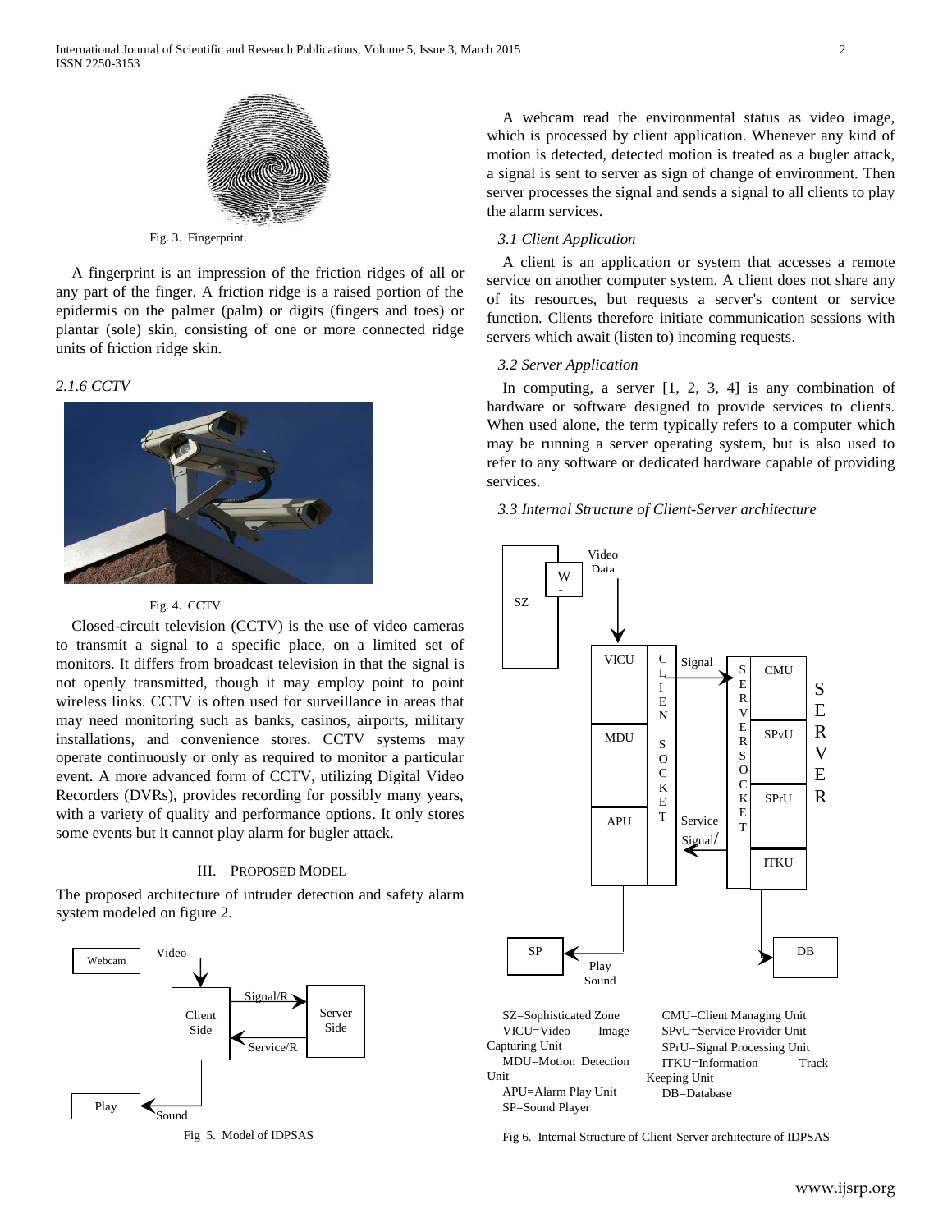Fig. 3. Fingerprint.

A fingerprint is an impression of the friction ridges of all or any part of the finger. A friction ridge is a raised portion of the epidermis on the palmer (palm) or digits (fingers and toes) or plantar (sole) skin, consisting of one or more connected ridge units of friction ridge skin.

### *2.1.6 CCTV*

Fig. 4. CCTV

Closed-circuit television (CCTV) is the use of video cameras to transmit a signal to a specific place, on a limited set of monitors. It differs from broadcast television in that the signal is not openly transmitted, though it may employ point to point wireless links. CCTV is often used for surveillance in areas that may need monitoring such as banks, casinos, airports, military installations, and convenience stores. CCTV systems may operate continuously or only as required to monitor a particular event. A more advanced form of CCTV, utilizing Digital Video Recorders (DVRs), provides recording for possibly many years, with a variety of quality and performance options. It only stores some events but it cannot play alarm for bugler attack.

## III. Proposed Model

The proposed architecture of intruder detection and safety alarm system modeled on figure 2.

Fig 5. Model of IDPSAS

A webcam read the environmental status as video image, which is processed by client application. Whenever any kind of motion is detected, detected motion is treated as a bugler attack, a signal is sent to server as sign of change of environment. Then server processes the signal and sends a signal to all clients to play the alarm services.

### *3.1 Client Application*

A client is an application or system that accesses a remote service on another computer system. A client does not share any of its resources, but requests a server's content or service function. Clients therefore initiate communication sessions with servers which await (listen to) incoming requests.

### *3.2 Server Application*

In computing, a server [1, 2, 3, 4] is any combination of hardware or software designed to provide services to clients. When used alone, the term typically refers to a computer which may be running a server operating system, but is also used to refer to any software or dedicated hardware capable of providing services.

### *3.3 Internal Structure of Client-Server architecture*

SZ=Sophisticated Zone
VICU=Video Image Capturing Unit
MDU=Motion Detection Unit
APU=Alarm Play Unit
SP=Sound Player
CMU=Client Managing Unit
SPvU=Service Provider Unit
SPrU=Signal Processing Unit
ITKU=Information Track Keeping Unit
DB=Database

Fig 6. Internal Structure of Client-Server architecture of IDPSAS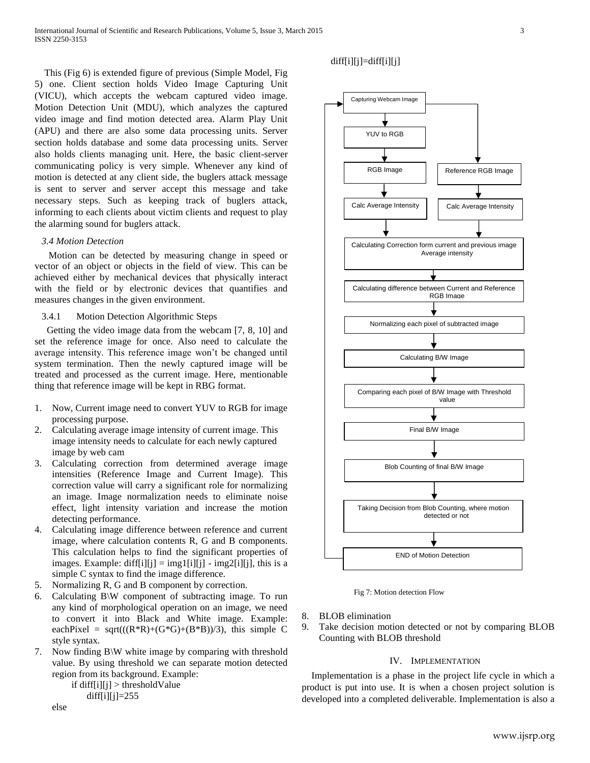This (Fig 6) is extended figure of previous (Simple Model, Fig 5) one. Client section holds Video Image Capturing Unit (VICU), which accepts the webcam captured video image. Motion Detection Unit (MDU), which analyzes the captured video image and find motion detected area. Alarm Play Unit (APU) and there are also some data processing units. Server section holds database and some data processing units. Server also holds clients managing unit. Here, the basic client-server communicating policy is very simple. Whenever any kind of motion is detected at any client side, the buglers attack message is sent to server and server accept this message and take necessary steps. Such as keeping track of buglers attack, informing to each clients about victim clients and request to play the alarming sound for buglers attack.

### *3.4 Motion Detection*

Motion can be detected by measuring change in speed or vector of an object or objects in the field of view. This can be achieved either by mechanical devices that physically interact with the field or by electronic devices that quantifies and measures changes in the given environment.

#### 3.4.1 Motion Detection Algorithmic Steps

Getting the video image data from the webcam [7, 8, 10] and set the reference image for once. Also need to calculate the average intensity. This reference image won't be changed until system termination. Then the newly captured image will be treated and processed as the current image. Here, mentionable thing that reference image will be kept in RBG format.

1. Now, Current image need to convert YUV to RGB for image processing purpose.
2. Calculating average image intensity of current image. This image intensity needs to calculate for each newly captured image by web cam
3. Calculating correction from determined average image intensities (Reference Image and Current Image). This correction value will carry a significant role for normalizing an image. Image normalization needs to eliminate noise effect, light intensity variation and increase the motion detecting performance.
4. Calculating image difference between reference and current image, where calculation contents R, G and B components. This calculation helps to find the significant properties of images. Example: diff[i][j] = img1[i][j] - img2[i][j], this is a simple C syntax to find the image difference.
5. Normalizing R, G and B component by correction.
6. Calculating B\W component of subtracting image. To run any kind of morphological operation on an image, we need to convert it into Black and White image. Example: eachPixel = sqrt(((R*R)+(G*G)+(B*B))/3), this simple C style syntax.
7. Now finding B\W white image by comparing with threshold value. By using threshold we can separate motion detected region from its background. Example:

```
if diff[i][j] > thresholdValue
    diff[i][j]=255
else
    diff[i][j]=diff[i][j]
```

Capturing Webcam Image → YUV to RGB → RGB Image → Calc Average Intensity; Capturing Webcam Image → Reference RGB Image → Calc Average Intensity; → Calculating Correction form current and previous image Average intensity → Calculating difference between Current and Reference RGB Image → Normalizing each pixel of subtracted image → Calculating B/W Image → Comparing each pixel of B/W Image with Threshold value → Final B/W Image → Blob Counting of final B/W Image → Taking Decision from Blob Counting, where motion detected or not → END of Motion Detection (→ back to Capturing Webcam Image)

Fig 7: Motion detection Flow

8. BLOB elimination
9. Take decision motion detected or not by comparing BLOB Counting with BLOB threshold

## IV. Implementation

Implementation is a phase in the project life cycle in which a product is put into use. It is when a chosen project solution is developed into a completed deliverable. Implementation is also a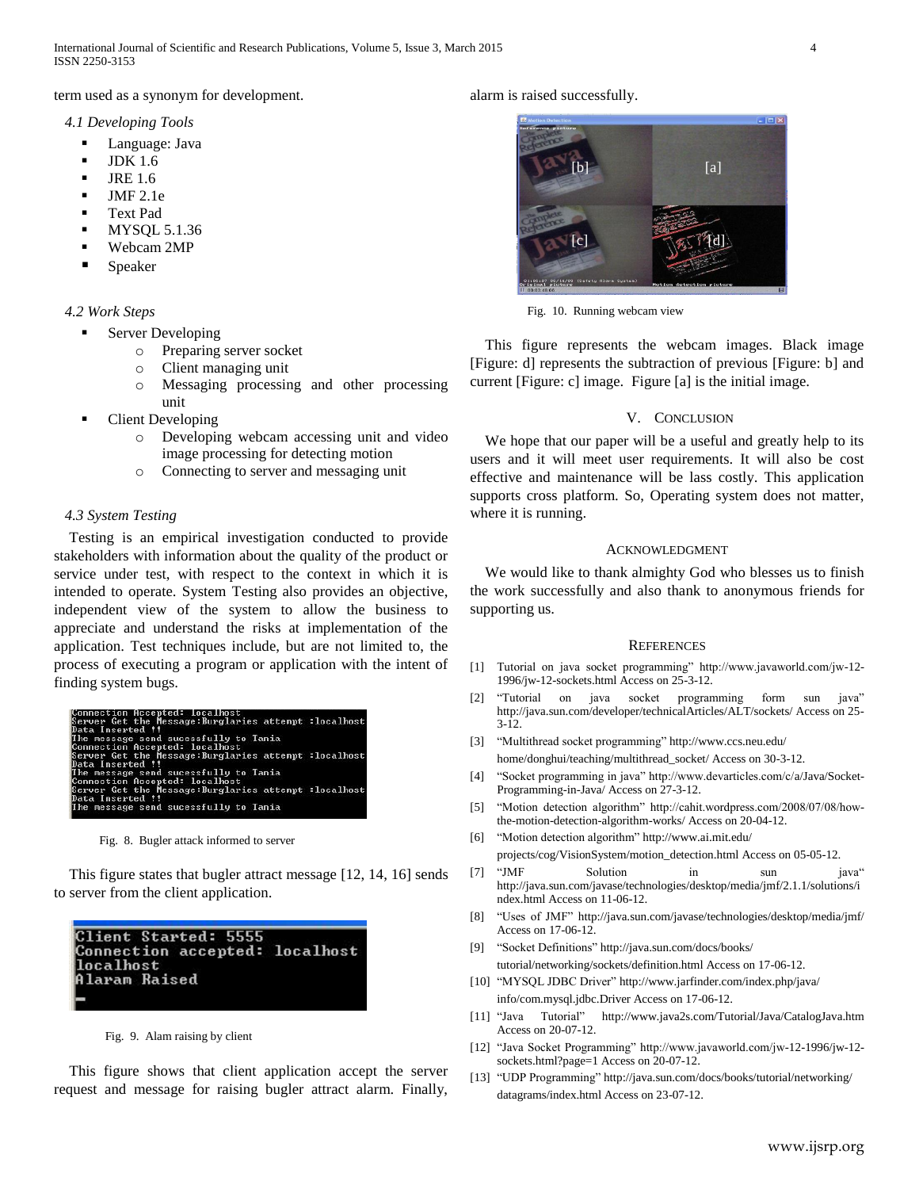term used as a synonym for development.

*4.1 Developing Tools*

- Language: Java
- JDK 1.6
- JRE 1.6
- JMF 2.1e
- Text Pad
- MYSQL 5.1.36
- Webcam 2MP
- Speaker

*4.2 Work Steps*

- Server Developing
    - Preparing server socket
    - Client managing unit
    - Messaging processing and other processing unit
- Client Developing
    - Developing webcam accessing unit and video image processing for detecting motion
    - Connecting to server and messaging unit

*4.3 System Testing*

Testing is an empirical investigation conducted to provide stakeholders with information about the quality of the product or service under test, with respect to the context in which it is intended to operate. System Testing also provides an objective, independent view of the system to allow the business to appreciate and understand the risks at implementation of the application. Test techniques include, but are not limited to, the process of executing a program or application with the intent of finding system bugs.

```
Connection Accepted: localhost
Server Get the Message:Burglaries attempt :localhost
Data Inserted !!
The message send sucessfully to Tania
Connection Accepted: localhost
Server Get the Message:Burglaries attempt :localhost
Data Inserted !!
The message send sucessfully to Tania
Connection Accepted: localhost
Server Get the Message:Burglaries attempt :localhost
Data Inserted !!
The message send sucessfully to Tania
```

Fig. 8. Bugler attack informed to server

This figure states that bugler attract message [12, 14, 16] sends to server from the client application.

```
Client Started: 5555
Connection accepted: localhost
localhost
Alaram Raised
```

Fig. 9. Alam raising by client

This figure shows that client application accept the server request and message for raising bugler attract alarm. Finally, alarm is raised successfully.

Fig. 10. Running webcam view

This figure represents the webcam images. Black image [Figure: d] represents the subtraction of previous [Figure: b] and current [Figure: c] image. Figure [a] is the initial image.

## V. Conclusion

We hope that our paper will be a useful and greatly help to its users and it will meet user requirements. It will also be cost effective and maintenance will be lass costly. This application supports cross platform. So, Operating system does not matter, where it is running.

## Acknowledgment

We would like to thank almighty God who blesses us to finish the work successfully and also thank to anonymous friends for supporting us.

## References

[1] Tutorial on java socket programming" http://www.javaworld.com/jw-12-1996/jw-12-sockets.html Access on 25-3-12.

[2] "Tutorial on java socket programming form sun java" http://java.sun.com/developer/technicalArticles/ALT/sockets/ Access on 25-3-12.

[3] "Multithread socket programming" http://www.ccs.neu.edu/home/donghui/teaching/multithread_socket/ Access on 30-3-12.

[4] "Socket programming in java" http://www.devarticles.com/c/a/Java/Socket-Programming-in-Java/ Access on 27-3-12.

[5] "Motion detection algorithm" http://cahit.wordpress.com/2008/07/08/how-the-motion-detection-algorithm-works/ Access on 20-04-12.

[6] "Motion detection algorithm" http://www.ai.mit.edu/projects/cog/VisionSystem/motion_detection.html Access on 05-05-12.

[7] "JMF Solution in sun java" http://java.sun.com/javase/technologies/desktop/media/jmf/2.1.1/solutions/index.html Access on 11-06-12.

[8] "Uses of JMF" http://java.sun.com/javase/technologies/desktop/media/jmf/ Access on 17-06-12.

[9] "Socket Definitions" http://java.sun.com/docs/books/tutorial/networking/sockets/definition.html Access on 17-06-12.

[10] "MYSQL JDBC Driver" http://www.jarfinder.com/index.php/java/info/com.mysql.jdbc.Driver Access on 17-06-12.

[11] "Java Tutorial" http://www.java2s.com/Tutorial/Java/CatalogJava.htm Access on 20-07-12.

[12] "Java Socket Programming" http://www.javaworld.com/jw-12-1996/jw-12-sockets.html?page=1 Access on 20-07-12.

[13] "UDP Programming" http://java.sun.com/docs/books/tutorial/networking/datagrams/index.html Access on 23-07-12.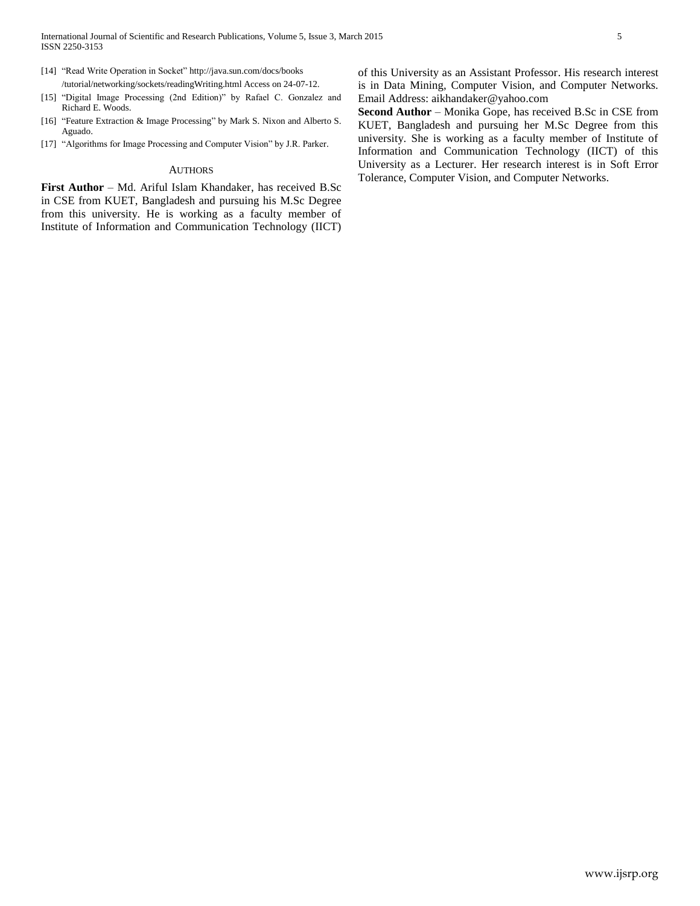[14] "Read Write Operation in Socket" http://java.sun.com/docs/books /tutorial/networking/sockets/readingWriting.html Access on 24-07-12.

[15] "Digital Image Processing (2nd Edition)" by Rafael C. Gonzalez and Richard E. Woods.

[16] "Feature Extraction & Image Processing" by Mark S. Nixon and Alberto S. Aguado.

[17] "Algorithms for Image Processing and Computer Vision" by J.R. Parker.

## AUTHORS

**First Author** – Md. Ariful Islam Khandaker, has received B.Sc in CSE from KUET, Bangladesh and pursuing his M.Sc Degree from this university. He is working as a faculty member of Institute of Information and Communication Technology (IICT) of this University as an Assistant Professor. His research interest is in Data Mining, Computer Vision, and Computer Networks. Email Address: aikhandaker@yahoo.com

**Second Author** – Monika Gope, has received B.Sc in CSE from KUET, Bangladesh and pursuing her M.Sc Degree from this university. She is working as a faculty member of Institute of Information and Communication Technology (IICT) of this University as a Lecturer. Her research interest is in Soft Error Tolerance, Computer Vision, and Computer Networks.